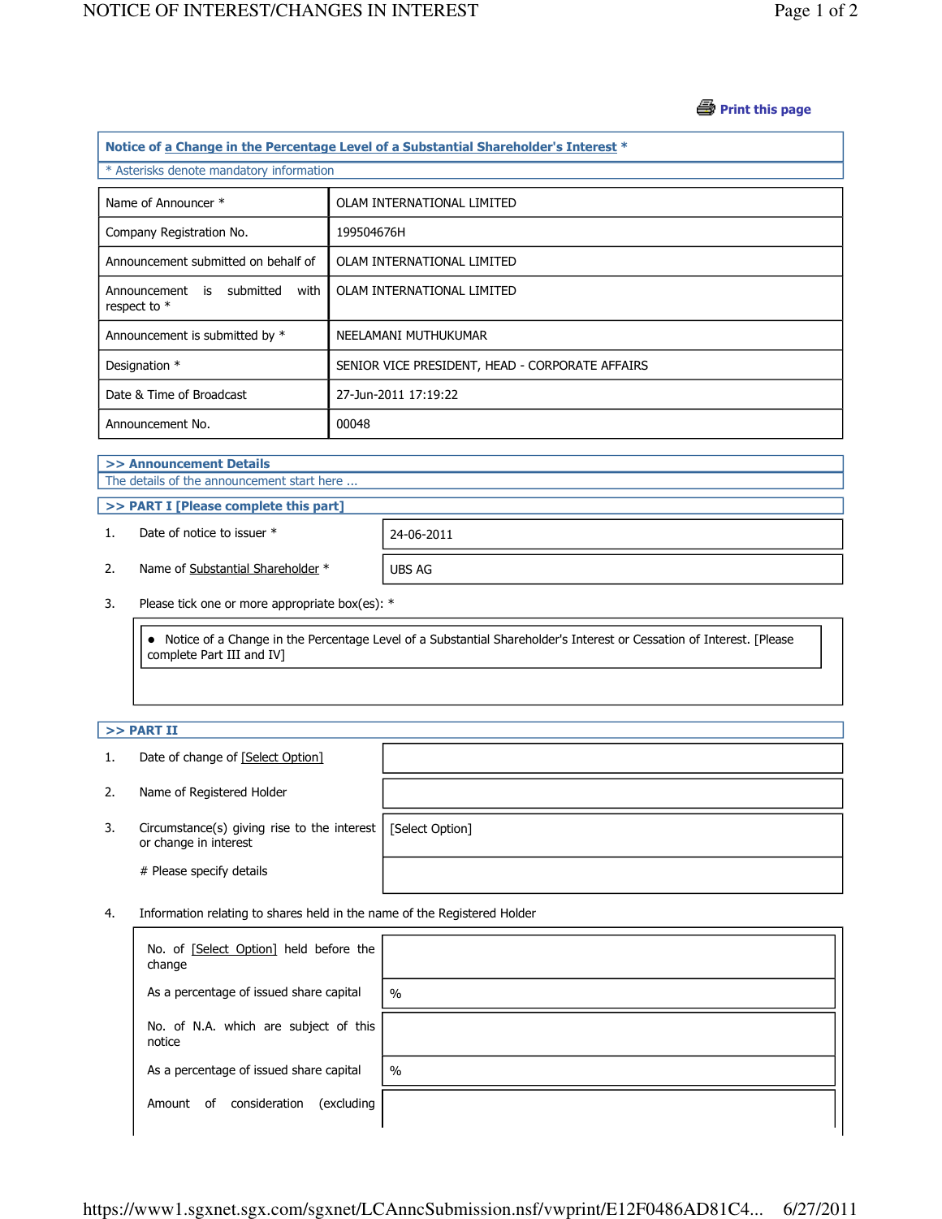Print this page

## Notice of a Change in the Percentage Level of a Substantial Shareholder's Interest *

* Asterisks denote mandatory information

| Name of Announcer * | OLAM INTERNATIONAL LIMITED |
|---|---|
| Company Registration No. | 199504676H |
| Announcement submitted on behalf of | OLAM INTERNATIONAL LIMITED |
| Announcement is submitted with respect to * | OLAM INTERNATIONAL LIMITED |
| Announcement is submitted by * | NEELAMANI MUTHUKUMAR |
| Designation * | SENIOR VICE PRESIDENT, HEAD - CORPORATE AFFAIRS |
| Date & Time of Broadcast | 27-Jun-2011 17:19:22 |
| Announcement No. | 00048 |

### >> Announcement Details

The details of the announcement start here ...

### >> PART I [Please complete this part]

| | | |
|---|---|---|
| 1. | Date of notice to issuer * | 24-06-2011 |
| 2. | Name of Substantial Shareholder * | UBS AG |

3. Please tick one or more appropriate box(es): *

- Notice of a Change in the Percentage Level of a Substantial Shareholder's Interest or Cessation of Interest. [Please complete Part III and IV]

### >> PART II

| | | |
|---|---|---|
| 1. | Date of change of [Select Option] | |
| 2. | Name of Registered Holder | |
| 3. | Circumstance(s) giving rise to the interest or change in interest | [Select Option] |
| | # Please specify details | |

4. Information relating to shares held in the name of the Registered Holder

| | |
|---|---|
| No. of [Select Option] held before the change | |
| As a percentage of issued share capital | % |
| No. of N.A. which are subject of this notice | |
| As a percentage of issued share capital | % |
| Amount of consideration (excluding | |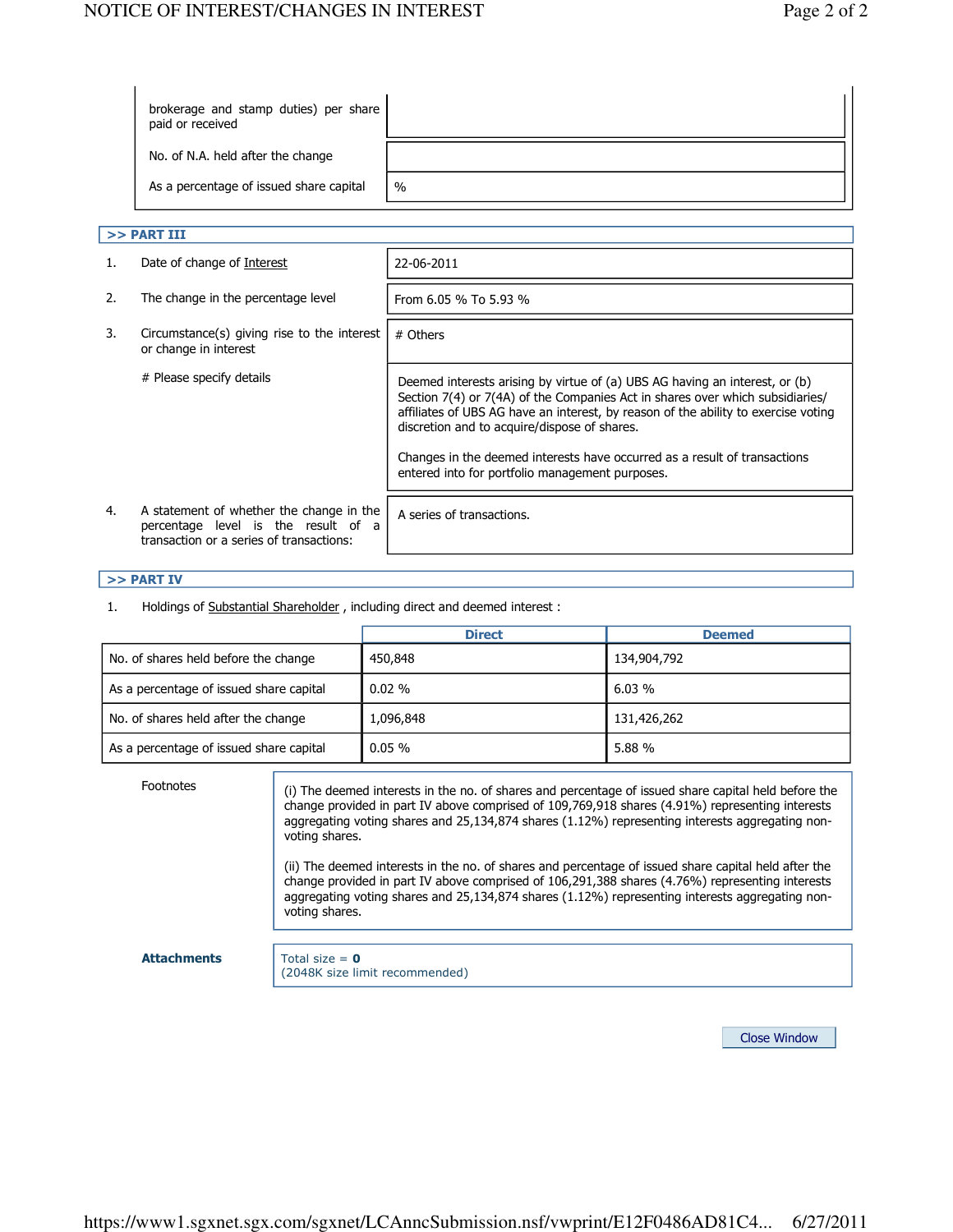| | |
|---|---|
| brokerage and stamp duties) per share paid or received | |
| No. of N.A. held after the change | |
| As a percentage of issued share capital | % |

## >> PART III

| | | |
|---|---|---|
| 1. | Date of change of Interest | 22-06-2011 |
| 2. | The change in the percentage level | From 6.05 % To 5.93 % |
| 3. | Circumstance(s) giving rise to the interest or change in interest | # Others |
| | # Please specify details | Deemed interests arising by virtue of (a) UBS AG having an interest, or (b) Section 7(4) or 7(4A) of the Companies Act in shares over which subsidiaries/ affiliates of UBS AG have an interest, by reason of the ability to exercise voting discretion and to acquire/dispose of shares.<br><br>Changes in the deemed interests have occurred as a result of transactions entered into for portfolio management purposes. |
| 4. | A statement of whether the change in the percentage level is the result of a transaction or a series of transactions: | A series of transactions. |

## >> PART IV

1. Holdings of Substantial Shareholder , including direct and deemed interest :

| | Direct | Deemed |
|---|---|---|
| No. of shares held before the change | 450,848 | 134,904,792 |
| As a percentage of issued share capital | 0.02 % | 6.03 % |
| No. of shares held after the change | 1,096,848 | 131,426,262 |
| As a percentage of issued share capital | 0.05 % | 5.88 % |

**Footnotes**

(i) The deemed interests in the no. of shares and percentage of issued share capital held before the change provided in part IV above comprised of 109,769,918 shares (4.91%) representing interests aggregating voting shares and 25,134,874 shares (1.12%) representing interests aggregating non-voting shares.

(ii) The deemed interests in the no. of shares and percentage of issued share capital held after the change provided in part IV above comprised of 106,291,388 shares (4.76%) representing interests aggregating voting shares and 25,134,874 shares (1.12%) representing interests aggregating non-voting shares.

**Attachments**

Total size = **0**
(2048K size limit recommended)

Close Window